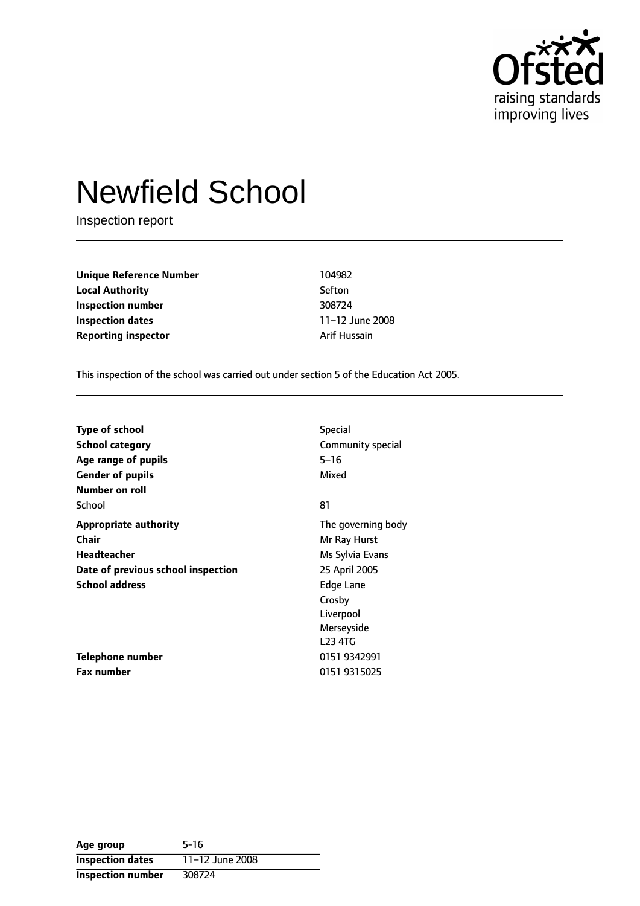Ofsted
raising standards
improving lives

# Newfield School

Inspection report

| | |
|---|---|
| **Unique Reference Number** | 104982 |
| **Local Authority** | Sefton |
| **Inspection number** | 308724 |
| **Inspection dates** | 11–12 June 2008 |
| **Reporting inspector** | Arif Hussain |

This inspection of the school was carried out under section 5 of the Education Act 2005.

| | |
|---|---|
| **Type of school** | Special |
| **School category** | Community special |
| **Age range of pupils** | 5–16 |
| **Gender of pupils** | Mixed |
| **Number on roll** | |
| School | 81 |
| **Appropriate authority** | The governing body |
| **Chair** | Mr Ray Hurst |
| **Headteacher** | Ms Sylvia Evans |
| **Date of previous school inspection** | 25 April 2005 |
| **School address** | Edge Lane<br>Crosby<br>Liverpool<br>Merseyside<br>L23 4TG |
| **Telephone number** | 0151 9342991 |
| **Fax number** | 0151 9315025 |

| | |
|---|---|
| **Age group** | 5-16 |
| **Inspection dates** | 11–12 June 2008 |
| **Inspection number** | 308724 |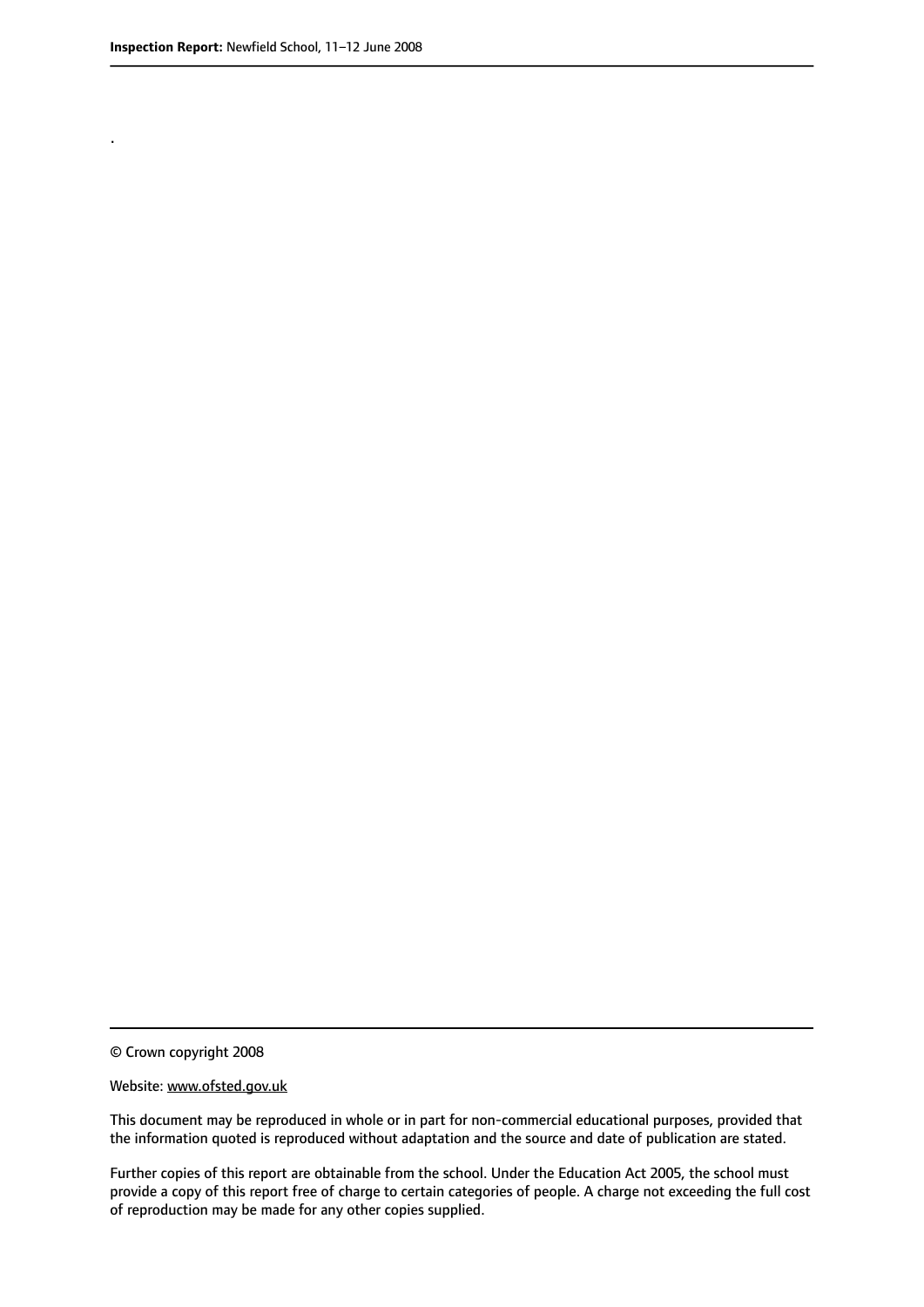.

© Crown copyright 2008

Website: www.ofsted.gov.uk

This document may be reproduced in whole or in part for non-commercial educational purposes, provided that the information quoted is reproduced without adaptation and the source and date of publication are stated.

Further copies of this report are obtainable from the school. Under the Education Act 2005, the school must provide a copy of this report free of charge to certain categories of people. A charge not exceeding the full cost of reproduction may be made for any other copies supplied.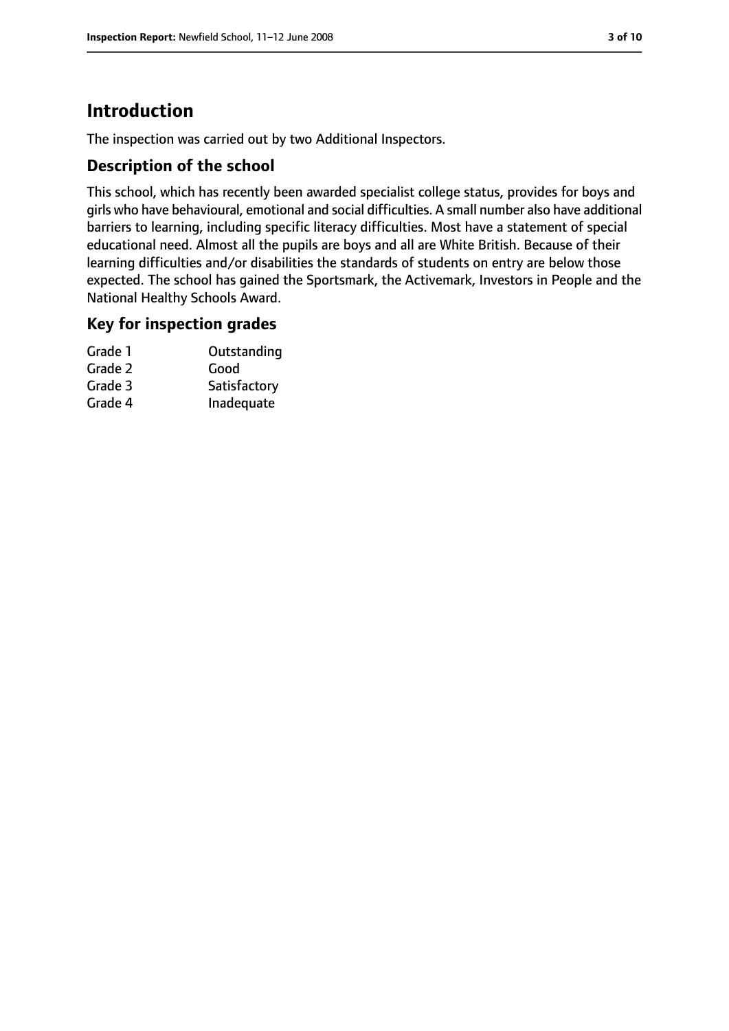# Introduction

The inspection was carried out by two Additional Inspectors.

## Description of the school

This school, which has recently been awarded specialist college status, provides for boys and girls who have behavioural, emotional and social difficulties. A small number also have additional barriers to learning, including specific literacy difficulties. Most have a statement of special educational need. Almost all the pupils are boys and all are White British. Because of their learning difficulties and/or disabilities the standards of students on entry are below those expected. The school has gained the Sportsmark, the Activemark, Investors in People and the National Healthy Schools Award.

## Key for inspection grades

| | |
|---|---|
| Grade 1 | Outstanding |
| Grade 2 | Good |
| Grade 3 | Satisfactory |
| Grade 4 | Inadequate |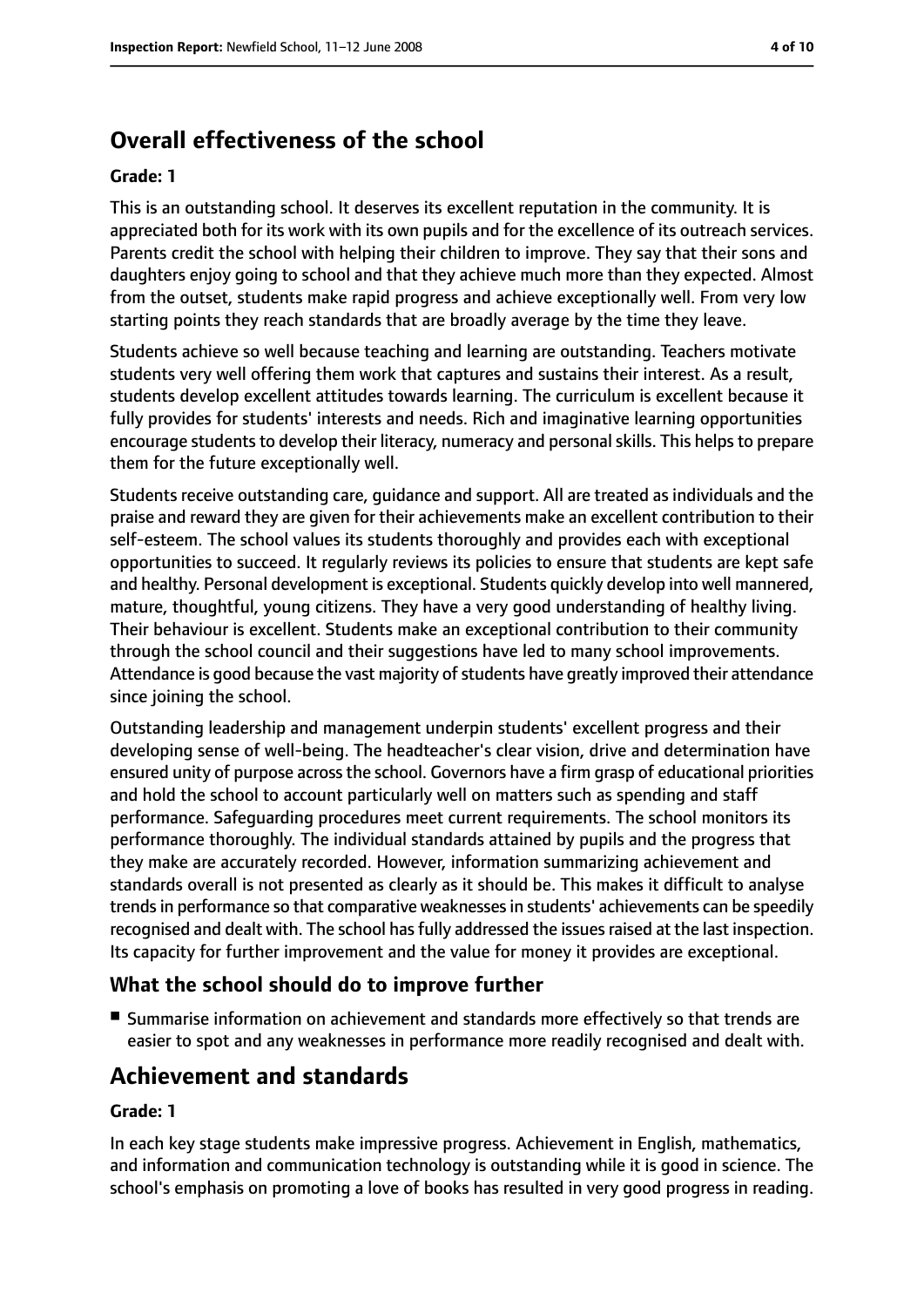# Overall effectiveness of the school

**Grade: 1**

This is an outstanding school. It deserves its excellent reputation in the community. It is appreciated both for its work with its own pupils and for the excellence of its outreach services. Parents credit the school with helping their children to improve. They say that their sons and daughters enjoy going to school and that they achieve much more than they expected. Almost from the outset, students make rapid progress and achieve exceptionally well. From very low starting points they reach standards that are broadly average by the time they leave.

Students achieve so well because teaching and learning are outstanding. Teachers motivate students very well offering them work that captures and sustains their interest. As a result, students develop excellent attitudes towards learning. The curriculum is excellent because it fully provides for students' interests and needs. Rich and imaginative learning opportunities encourage students to develop their literacy, numeracy and personal skills. This helps to prepare them for the future exceptionally well.

Students receive outstanding care, guidance and support. All are treated as individuals and the praise and reward they are given for their achievements make an excellent contribution to their self-esteem. The school values its students thoroughly and provides each with exceptional opportunities to succeed. It regularly reviews its policies to ensure that students are kept safe and healthy. Personal development is exceptional. Students quickly develop into well mannered, mature, thoughtful, young citizens. They have a very good understanding of healthy living. Their behaviour is excellent. Students make an exceptional contribution to their community through the school council and their suggestions have led to many school improvements. Attendance is good because the vast majority of students have greatly improved their attendance since joining the school.

Outstanding leadership and management underpin students' excellent progress and their developing sense of well-being. The headteacher's clear vision, drive and determination have ensured unity of purpose across the school. Governors have a firm grasp of educational priorities and hold the school to account particularly well on matters such as spending and staff performance. Safeguarding procedures meet current requirements. The school monitors its performance thoroughly. The individual standards attained by pupils and the progress that they make are accurately recorded. However, information summarizing achievement and standards overall is not presented as clearly as it should be. This makes it difficult to analyse trends in performance so that comparative weaknesses in students' achievements can be speedily recognised and dealt with. The school has fully addressed the issues raised at the last inspection. Its capacity for further improvement and the value for money it provides are exceptional.

## What the school should do to improve further

- Summarise information on achievement and standards more effectively so that trends are easier to spot and any weaknesses in performance more readily recognised and dealt with.

# Achievement and standards

**Grade: 1**

In each key stage students make impressive progress. Achievement in English, mathematics, and information and communication technology is outstanding while it is good in science. The school's emphasis on promoting a love of books has resulted in very good progress in reading.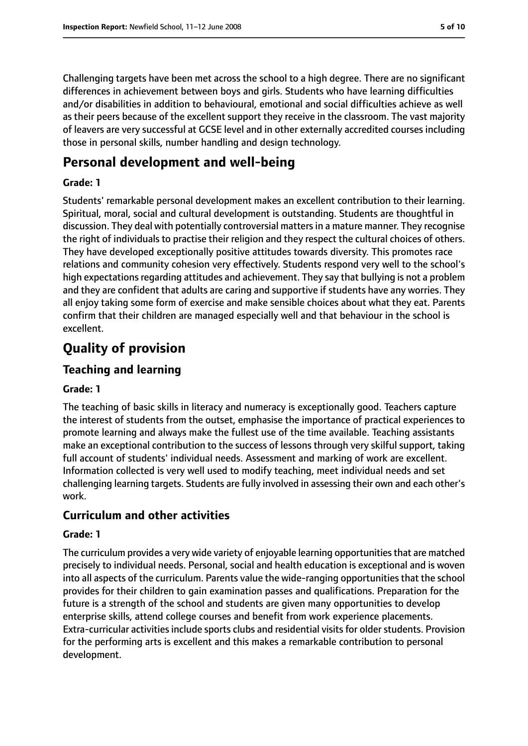Challenging targets have been met across the school to a high degree. There are no significant differences in achievement between boys and girls. Students who have learning difficulties and/or disabilities in addition to behavioural, emotional and social difficulties achieve as well as their peers because of the excellent support they receive in the classroom. The vast majority of leavers are very successful at GCSE level and in other externally accredited courses including those in personal skills, number handling and design technology.

# Personal development and well-being

**Grade: 1**

Students' remarkable personal development makes an excellent contribution to their learning. Spiritual, moral, social and cultural development is outstanding. Students are thoughtful in discussion. They deal with potentially controversial matters in a mature manner. They recognise the right of individuals to practise their religion and they respect the cultural choices of others. They have developed exceptionally positive attitudes towards diversity. This promotes race relations and community cohesion very effectively. Students respond very well to the school's high expectations regarding attitudes and achievement. They say that bullying is not a problem and they are confident that adults are caring and supportive if students have any worries. They all enjoy taking some form of exercise and make sensible choices about what they eat. Parents confirm that their children are managed especially well and that behaviour in the school is excellent.

# Quality of provision

## Teaching and learning

**Grade: 1**

The teaching of basic skills in literacy and numeracy is exceptionally good. Teachers capture the interest of students from the outset, emphasise the importance of practical experiences to promote learning and always make the fullest use of the time available. Teaching assistants make an exceptional contribution to the success of lessons through very skilful support, taking full account of students' individual needs. Assessment and marking of work are excellent. Information collected is very well used to modify teaching, meet individual needs and set challenging learning targets. Students are fully involved in assessing their own and each other's work.

## Curriculum and other activities

**Grade: 1**

The curriculum provides a very wide variety of enjoyable learning opportunities that are matched precisely to individual needs. Personal, social and health education is exceptional and is woven into all aspects of the curriculum. Parents value the wide-ranging opportunities that the school provides for their children to gain examination passes and qualifications. Preparation for the future is a strength of the school and students are given many opportunities to develop enterprise skills, attend college courses and benefit from work experience placements. Extra-curricular activities include sports clubs and residential visits for older students. Provision for the performing arts is excellent and this makes a remarkable contribution to personal development.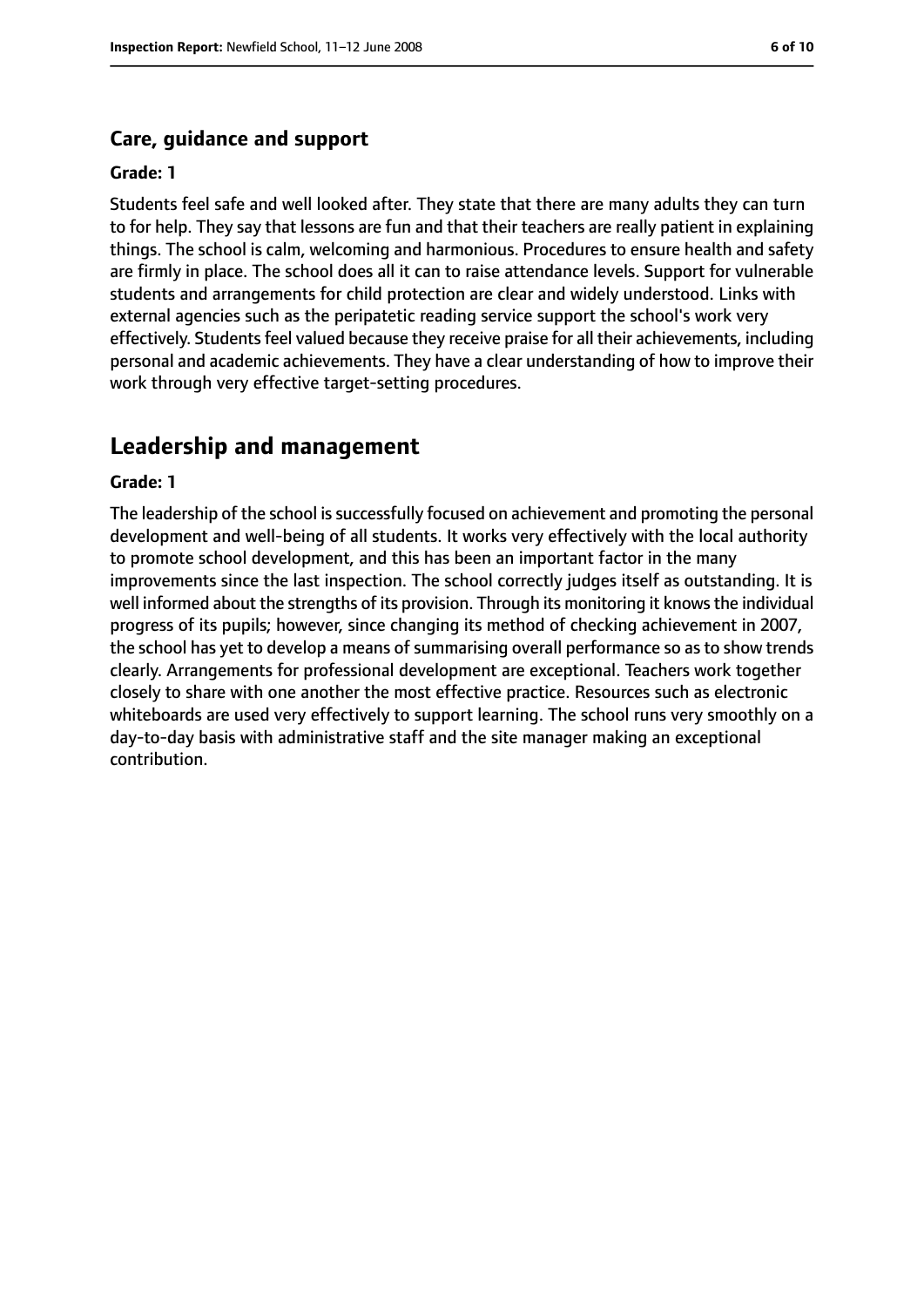### Care, guidance and support

**Grade: 1**

Students feel safe and well looked after. They state that there are many adults they can turn to for help. They say that lessons are fun and that their teachers are really patient in explaining things. The school is calm, welcoming and harmonious. Procedures to ensure health and safety are firmly in place. The school does all it can to raise attendance levels. Support for vulnerable students and arrangements for child protection are clear and widely understood. Links with external agencies such as the peripatetic reading service support the school's work very effectively. Students feel valued because they receive praise for all their achievements, including personal and academic achievements. They have a clear understanding of how to improve their work through very effective target-setting procedures.

## Leadership and management

**Grade: 1**

The leadership of the school is successfully focused on achievement and promoting the personal development and well-being of all students. It works very effectively with the local authority to promote school development, and this has been an important factor in the many improvements since the last inspection. The school correctly judges itself as outstanding. It is well informed about the strengths of its provision. Through its monitoring it knows the individual progress of its pupils; however, since changing its method of checking achievement in 2007, the school has yet to develop a means of summarising overall performance so as to show trends clearly. Arrangements for professional development are exceptional. Teachers work together closely to share with one another the most effective practice. Resources such as electronic whiteboards are used very effectively to support learning. The school runs very smoothly on a day-to-day basis with administrative staff and the site manager making an exceptional contribution.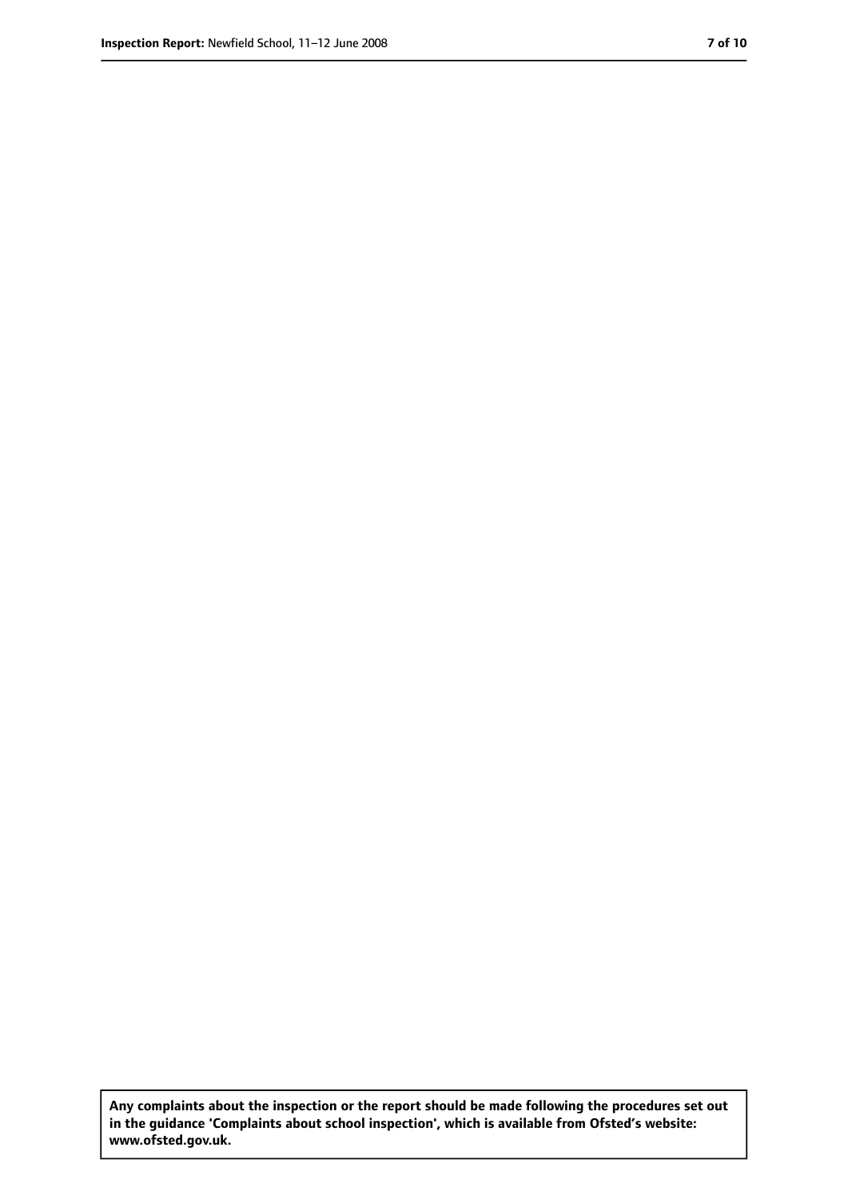**Any complaints about the inspection or the report should be made following the procedures set out in the guidance 'Complaints about school inspection', which is available from Ofsted's website: www.ofsted.gov.uk.**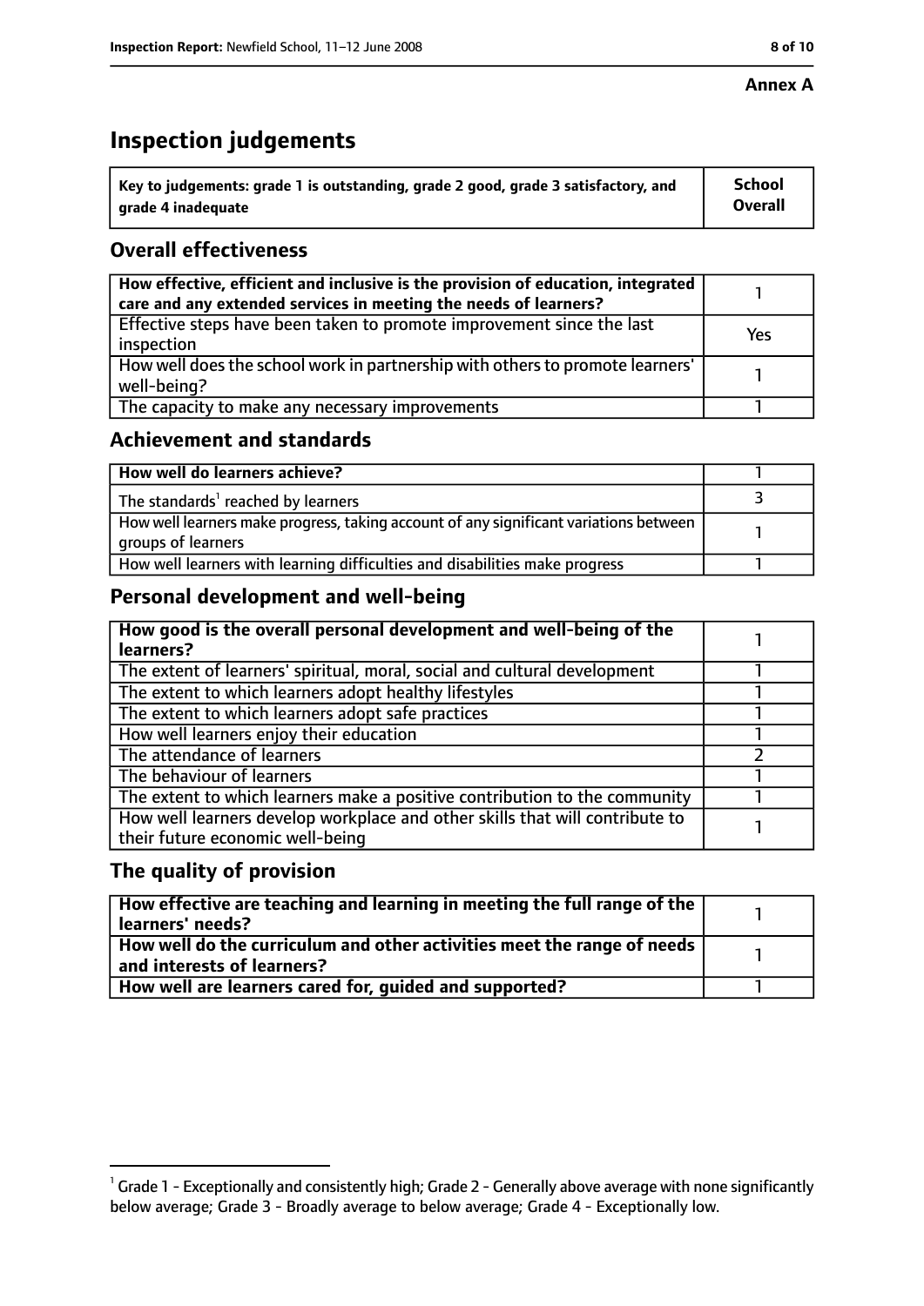**Annex A**

# Inspection judgements

| Key to judgements: grade 1 is outstanding, grade 2 good, grade 3 satisfactory, and grade 4 inadequate | School Overall |
|---|---|

## Overall effectiveness

| | |
|---|---|
| **How effective, efficient and inclusive is the provision of education, integrated care and any extended services in meeting the needs of learners?** | 1 |
| Effective steps have been taken to promote improvement since the last inspection | Yes |
| How well does the school work in partnership with others to promote learners' well-being? | 1 |
| The capacity to make any necessary improvements | 1 |

## Achievement and standards

| | |
|---|---|
| **How well do learners achieve?** | 1 |
| The standards[1] reached by learners | 3 |
| How well learners make progress, taking account of any significant variations between groups of learners | 1 |
| How well learners with learning difficulties and disabilities make progress | 1 |

## Personal development and well-being

| | |
|---|---|
| **How good is the overall personal development and well-being of the learners?** | 1 |
| The extent of learners' spiritual, moral, social and cultural development | 1 |
| The extent to which learners adopt healthy lifestyles | 1 |
| The extent to which learners adopt safe practices | 1 |
| How well learners enjoy their education | 1 |
| The attendance of learners | 2 |
| The behaviour of learners | 1 |
| The extent to which learners make a positive contribution to the community | 1 |
| How well learners develop workplace and other skills that will contribute to their future economic well-being | 1 |

## The quality of provision

| | |
|---|---|
| **How effective are teaching and learning in meeting the full range of the learners' needs?** | 1 |
| **How well do the curriculum and other activities meet the range of needs and interests of learners?** | 1 |
| **How well are learners cared for, guided and supported?** | 1 |

[1] Grade 1 - Exceptionally and consistently high; Grade 2 - Generally above average with none significantly below average; Grade 3 - Broadly average to below average; Grade 4 - Exceptionally low.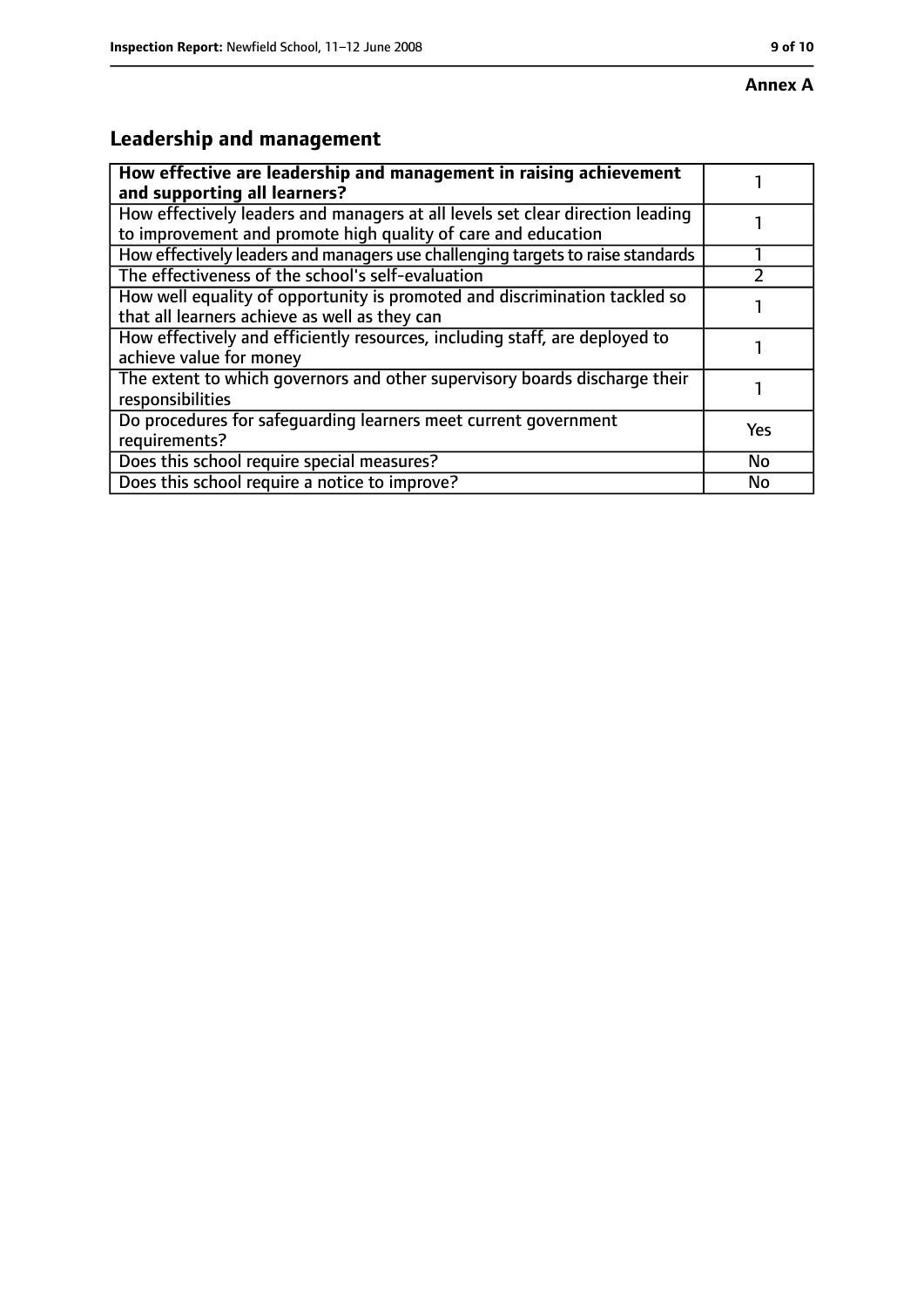**Annex A**

## Leadership and management

| | |
|---|---|
| **How effective are leadership and management in raising achievement and supporting all learners?** | 1 |
| How effectively leaders and managers at all levels set clear direction leading to improvement and promote high quality of care and education | 1 |
| How effectively leaders and managers use challenging targets to raise standards | 1 |
| The effectiveness of the school's self-evaluation | 2 |
| How well equality of opportunity is promoted and discrimination tackled so that all learners achieve as well as they can | 1 |
| How effectively and efficiently resources, including staff, are deployed to achieve value for money | 1 |
| The extent to which governors and other supervisory boards discharge their responsibilities | 1 |
| Do procedures for safeguarding learners meet current government requirements? | Yes |
| Does this school require special measures? | No |
| Does this school require a notice to improve? | No |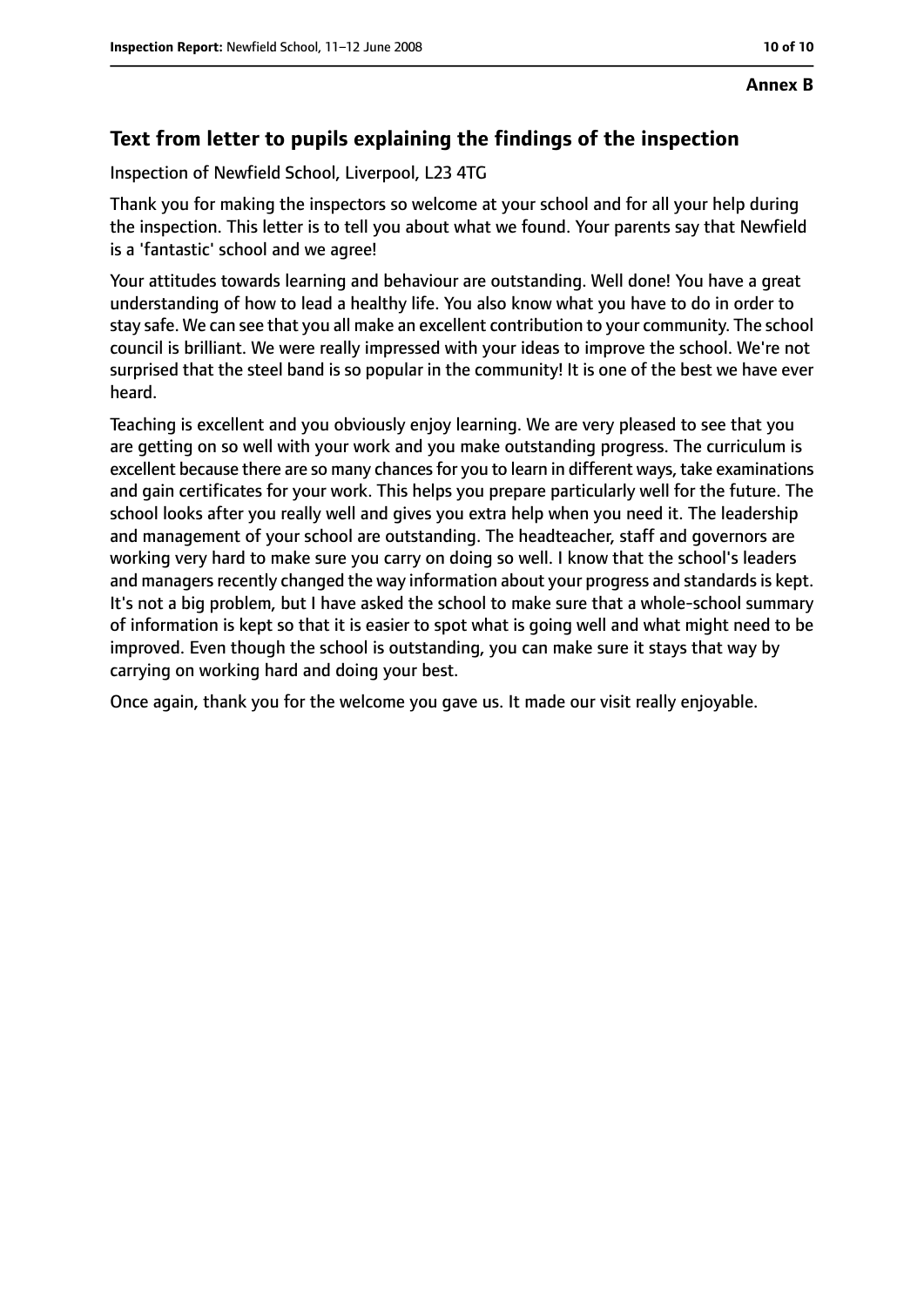**Annex B**

## Text from letter to pupils explaining the findings of the inspection

Inspection of Newfield School, Liverpool, L23 4TG

Thank you for making the inspectors so welcome at your school and for all your help during the inspection. This letter is to tell you about what we found. Your parents say that Newfield is a 'fantastic' school and we agree!

Your attitudes towards learning and behaviour are outstanding. Well done! You have a great understanding of how to lead a healthy life. You also know what you have to do in order to stay safe. We can see that you all make an excellent contribution to your community. The school council is brilliant. We were really impressed with your ideas to improve the school. We're not surprised that the steel band is so popular in the community! It is one of the best we have ever heard.

Teaching is excellent and you obviously enjoy learning. We are very pleased to see that you are getting on so well with your work and you make outstanding progress. The curriculum is excellent because there are so many chances for you to learn in different ways, take examinations and gain certificates for your work. This helps you prepare particularly well for the future. The school looks after you really well and gives you extra help when you need it. The leadership and management of your school are outstanding. The headteacher, staff and governors are working very hard to make sure you carry on doing so well. I know that the school's leaders and managers recently changed the way information about your progress and standards is kept. It's not a big problem, but I have asked the school to make sure that a whole-school summary of information is kept so that it is easier to spot what is going well and what might need to be improved. Even though the school is outstanding, you can make sure it stays that way by carrying on working hard and doing your best.

Once again, thank you for the welcome you gave us. It made our visit really enjoyable.